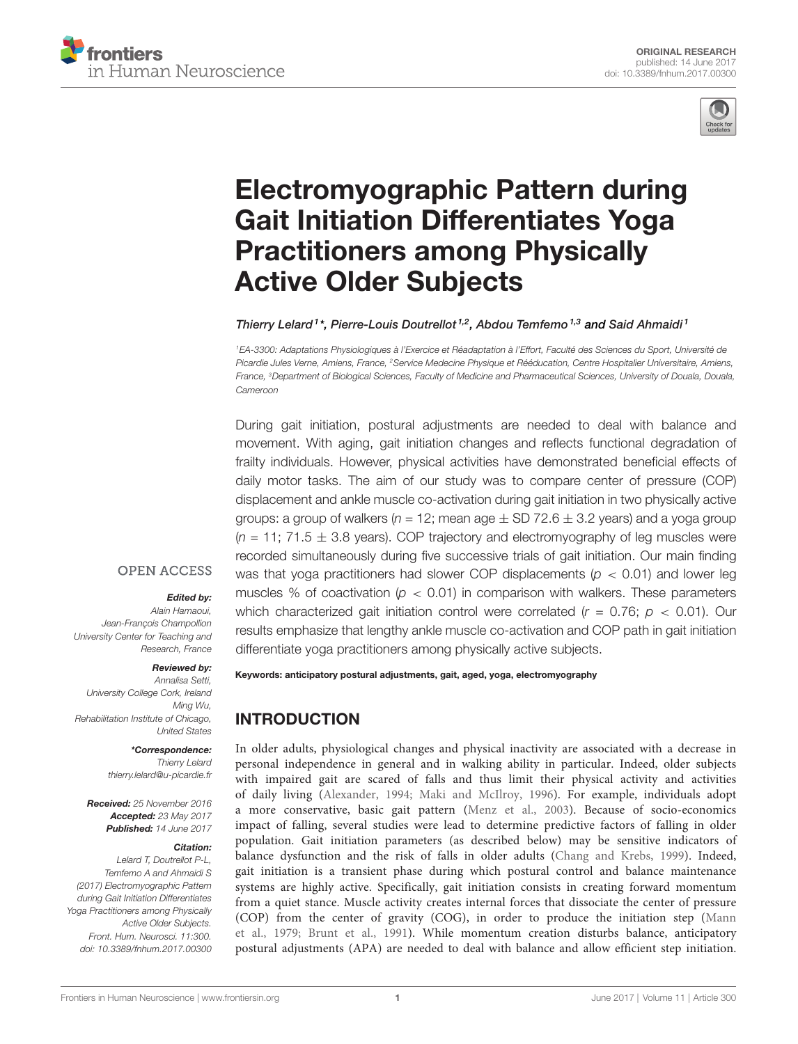ORIGINAL RESEARCH
published: 14 June 2017
doi: 10.3389/fnhum.2017.00300

# Electromyographic Pattern during Gait Initiation Differentiates Yoga Practitioners among Physically Active Older Subjects

*Thierry Lelard[1]\*, Pierre-Louis Doutrellot[1,2], Abdou Temfemo[1,3] and Said Ahmaidi[1]*

[1] EA-3300: Adaptations Physiologiques à l'Exercice et Réadaptation à l'Effort, Faculté des Sciences du Sport, Université de Picardie Jules Verne, Amiens, France, [2] Service Medecine Physique et Rééducation, Centre Hospitalier Universitaire, Amiens, France, [3] Department of Biological Sciences, Faculty of Medicine and Pharmaceutical Sciences, University of Douala, Douala, Cameroon

During gait initiation, postural adjustments are needed to deal with balance and movement. With aging, gait initiation changes and reflects functional degradation of frailty individuals. However, physical activities have demonstrated beneficial effects of daily motor tasks. The aim of our study was to compare center of pressure (COP) displacement and ankle muscle co-activation during gait initiation in two physically active groups: a group of walkers ($n = 12$; mean age ± SD 72.6 ± 3.2 years) and a yoga group ($n = 11$; 71.5 ± 3.8 years). COP trajectory and electromyography of leg muscles were recorded simultaneously during five successive trials of gait initiation. Our main finding was that yoga practitioners had slower COP displacements ($p < 0.01$) and lower leg muscles % of coactivation ($p < 0.01$) in comparison with walkers. These parameters which characterized gait initiation control were correlated ($r = 0.76$; $p < 0.01$). Our results emphasize that lengthy ankle muscle co-activation and COP path in gait initiation differentiate yoga practitioners among physically active subjects.

**Keywords: anticipatory postural adjustments, gait, aged, yoga, electromyography**

OPEN ACCESS

***Edited by:***
*Alain Hamaoui,*
*Jean-François Champollion University Center for Teaching and Research, France*

***Reviewed by:***
*Annalisa Setti,*
*University College Cork, Ireland*
*Ming Wu,*
*Rehabilitation Institute of Chicago, United States*

***\*Correspondence:***
*Thierry Lelard*
*thierry.lelard@u-picardie.fr*

***Received:*** *25 November 2016*
***Accepted:*** *23 May 2017*
***Published:*** *14 June 2017*

***Citation:***
*Lelard T, Doutrellot P-L, Temfemo A and Ahmaidi S (2017) Electromyographic Pattern during Gait Initiation Differentiates Yoga Practitioners among Physically Active Older Subjects. Front. Hum. Neurosci. 11:300. doi: 10.3389/fnhum.2017.00300*

## INTRODUCTION

In older adults, physiological changes and physical inactivity are associated with a decrease in personal independence in general and in walking ability in particular. Indeed, older subjects with impaired gait are scared of falls and thus limit their physical activity and activities of daily living (Alexander, 1994; Maki and McIlroy, 1996). For example, individuals adopt a more conservative, basic gait pattern (Menz et al., 2003). Because of socio-economics impact of falling, several studies were lead to determine predictive factors of falling in older population. Gait initiation parameters (as described below) may be sensitive indicators of balance dysfunction and the risk of falls in older adults (Chang and Krebs, 1999). Indeed, gait initiation is a transient phase during which postural control and balance maintenance systems are highly active. Specifically, gait initiation consists in creating forward momentum from a quiet stance. Muscle activity creates internal forces that dissociate the center of pressure (COP) from the center of gravity (COG), in order to produce the initiation step (Mann et al., 1979; Brunt et al., 1991). While momentum creation disturbs balance, anticipatory postural adjustments (APA) are needed to deal with balance and allow efficient step initiation.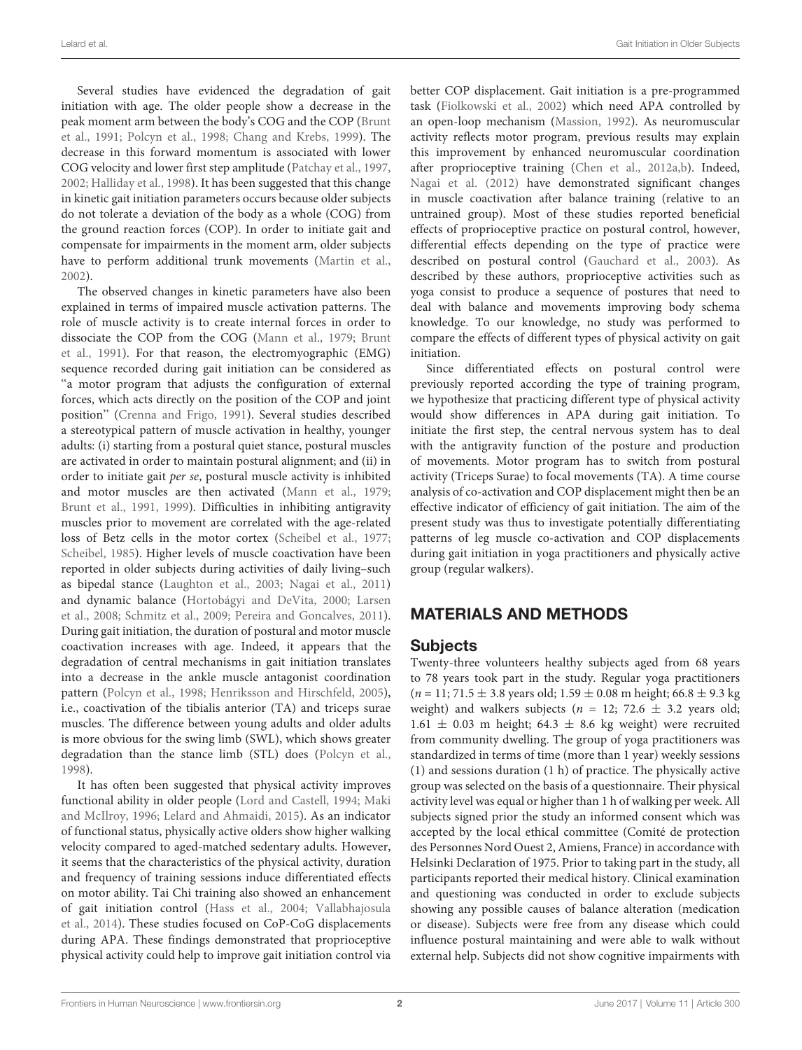Several studies have evidenced the degradation of gait initiation with age. The older people show a decrease in the peak moment arm between the body's COG and the COP (Brunt et al., 1991; Polcyn et al., 1998; Chang and Krebs, 1999). The decrease in this forward momentum is associated with lower COG velocity and lower first step amplitude (Patchay et al., 1997, 2002; Halliday et al., 1998). It has been suggested that this change in kinetic gait initiation parameters occurs because older subjects do not tolerate a deviation of the body as a whole (COG) from the ground reaction forces (COP). In order to initiate gait and compensate for impairments in the moment arm, older subjects have to perform additional trunk movements (Martin et al., 2002).

The observed changes in kinetic parameters have also been explained in terms of impaired muscle activation patterns. The role of muscle activity is to create internal forces in order to dissociate the COP from the COG (Mann et al., 1979; Brunt et al., 1991). For that reason, the electromyographic (EMG) sequence recorded during gait initiation can be considered as "a motor program that adjusts the configuration of external forces, which acts directly on the position of the COP and joint position" (Crenna and Frigo, 1991). Several studies described a stereotypical pattern of muscle activation in healthy, younger adults: (i) starting from a postural quiet stance, postural muscles are activated in order to maintain postural alignment; and (ii) in order to initiate gait *per se*, postural muscle activity is inhibited and motor muscles are then activated (Mann et al., 1979; Brunt et al., 1991, 1999). Difficulties in inhibiting antigravity muscles prior to movement are correlated with the age-related loss of Betz cells in the motor cortex (Scheibel et al., 1977; Scheibel, 1985). Higher levels of muscle coactivation have been reported in older subjects during activities of daily living–such as bipedal stance (Laughton et al., 2003; Nagai et al., 2011) and dynamic balance (Hortobágyi and DeVita, 2000; Larsen et al., 2008; Schmitz et al., 2009; Pereira and Goncalves, 2011). During gait initiation, the duration of postural and motor muscle coactivation increases with age. Indeed, it appears that the degradation of central mechanisms in gait initiation translates into a decrease in the ankle muscle antagonist coordination pattern (Polcyn et al., 1998; Henriksson and Hirschfeld, 2005), i.e., coactivation of the tibialis anterior (TA) and triceps surae muscles. The difference between young adults and older adults is more obvious for the swing limb (SWL), which shows greater degradation than the stance limb (STL) does (Polcyn et al., 1998).

It has often been suggested that physical activity improves functional ability in older people (Lord and Castell, 1994; Maki and McIlroy, 1996; Lelard and Ahmaidi, 2015). As an indicator of functional status, physically active olders show higher walking velocity compared to aged-matched sedentary adults. However, it seems that the characteristics of the physical activity, duration and frequency of training sessions induce differentiated effects on motor ability. Tai Chi training also showed an enhancement of gait initiation control (Hass et al., 2004; Vallabhajosula et al., 2014). These studies focused on CoP-CoG displacements during APA. These findings demonstrated that proprioceptive physical activity could help to improve gait initiation control via better COP displacement. Gait initiation is a pre-programmed task (Fiolkowski et al., 2002) which need APA controlled by an open-loop mechanism (Massion, 1992). As neuromuscular activity reflects motor program, previous results may explain this improvement by enhanced neuromuscular coordination after proprioceptive training (Chen et al., 2012a,b). Indeed, Nagai et al. (2012) have demonstrated significant changes in muscle coactivation after balance training (relative to an untrained group). Most of these studies reported beneficial effects of proprioceptive practice on postural control, however, differential effects depending on the type of practice were described on postural control (Gauchard et al., 2003). As described by these authors, proprioceptive activities such as yoga consist to produce a sequence of postures that need to deal with balance and movements improving body schema knowledge. To our knowledge, no study was performed to compare the effects of different types of physical activity on gait initiation.

Since differentiated effects on postural control were previously reported according the type of training program, we hypothesize that practicing different type of physical activity would show differences in APA during gait initiation. To initiate the first step, the central nervous system has to deal with the antigravity function of the posture and production of movements. Motor program has to switch from postural activity (Triceps Surae) to focal movements (TA). A time course analysis of co-activation and COP displacement might then be an effective indicator of efficiency of gait initiation. The aim of the present study was thus to investigate potentially differentiating patterns of leg muscle co-activation and COP displacements during gait initiation in yoga practitioners and physically active group (regular walkers).

## MATERIALS AND METHODS

### Subjects

Twenty-three volunteers healthy subjects aged from 68 years to 78 years took part in the study. Regular yoga practitioners ($n = 11$; $71.5 \pm 3.8$ years old; $1.59 \pm 0.08$ m height; $66.8 \pm 9.3$ kg weight) and walkers subjects ($n = 12$; $72.6 \pm 3.2$ years old; $1.61 \pm 0.03$ m height; $64.3 \pm 8.6$ kg weight) were recruited from community dwelling. The group of yoga practitioners was standardized in terms of time (more than 1 year) weekly sessions (1) and sessions duration (1 h) of practice. The physically active group was selected on the basis of a questionnaire. Their physical activity level was equal or higher than 1 h of walking per week. All subjects signed prior the study an informed consent which was accepted by the local ethical committee (Comité de protection des Personnes Nord Ouest 2, Amiens, France) in accordance with Helsinki Declaration of 1975. Prior to taking part in the study, all participants reported their medical history. Clinical examination and questioning was conducted in order to exclude subjects showing any possible causes of balance alteration (medication or disease). Subjects were free from any disease which could influence postural maintaining and were able to walk without external help. Subjects did not show cognitive impairments with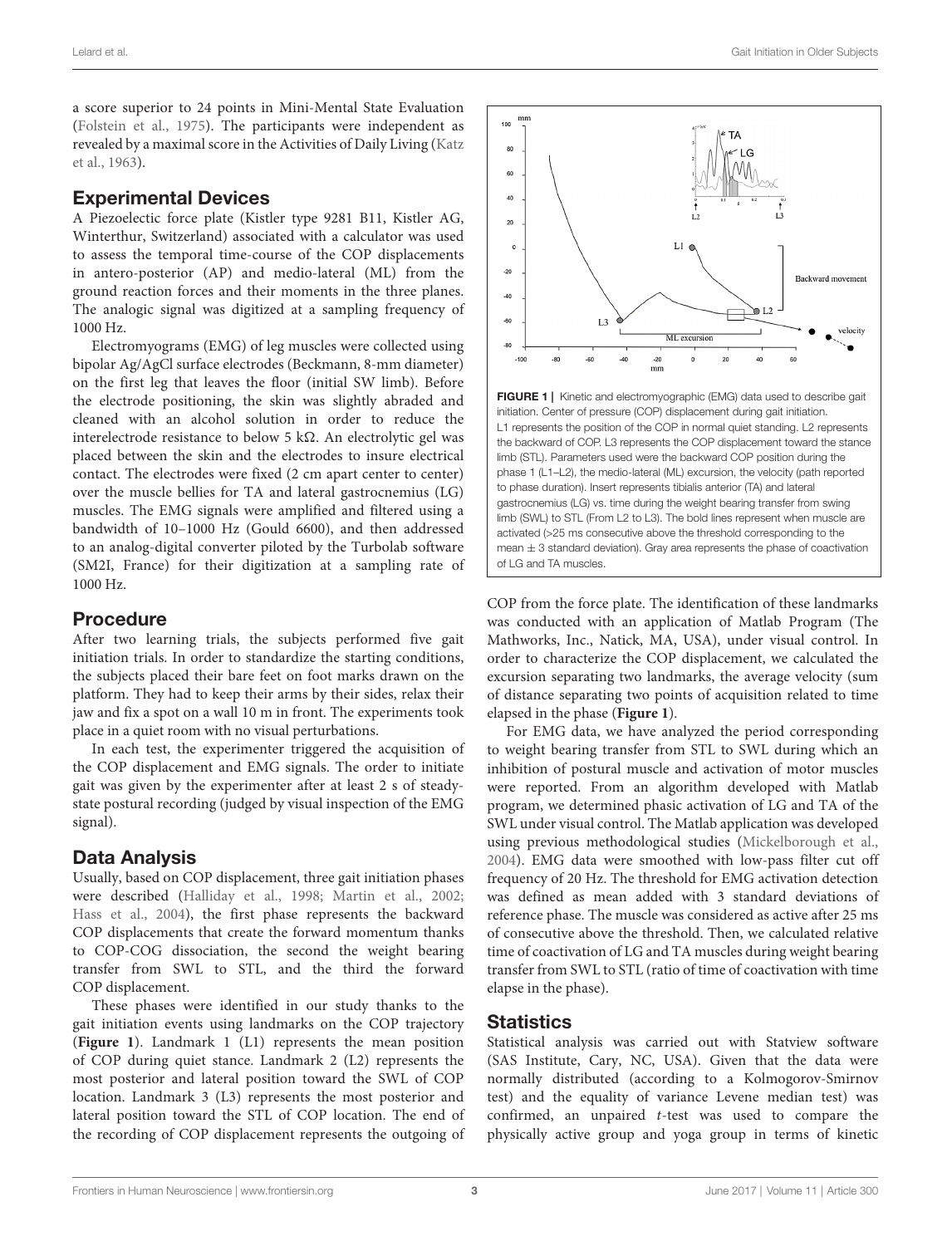a score superior to 24 points in Mini-Mental State Evaluation (Folstein et al., 1975). The participants were independent as revealed by a maximal score in the Activities of Daily Living (Katz et al., 1963).

## Experimental Devices

A Piezoelectic force plate (Kistler type 9281 B11, Kistler AG, Winterthur, Switzerland) associated with a calculator was used to assess the temporal time-course of the COP displacements in antero-posterior (AP) and medio-lateral (ML) from the ground reaction forces and their moments in the three planes. The analogic signal was digitized at a sampling frequency of 1000 Hz.

Electromyograms (EMG) of leg muscles were collected using bipolar Ag/AgCl surface electrodes (Beckmann, 8-mm diameter) on the first leg that leaves the floor (initial SW limb). Before the electrode positioning, the skin was slightly abraded and cleaned with an alcohol solution in order to reduce the interelectrode resistance to below 5 kΩ. An electrolytic gel was placed between the skin and the electrodes to insure electrical contact. The electrodes were fixed (2 cm apart center to center) over the muscle bellies for TA and lateral gastrocnemius (LG) muscles. The EMG signals were amplified and filtered using a bandwidth of 10–1000 Hz (Gould 6600), and then addressed to an analog-digital converter piloted by the Turbolab software (SM2I, France) for their digitization at a sampling rate of 1000 Hz.

## Procedure

After two learning trials, the subjects performed five gait initiation trials. In order to standardize the starting conditions, the subjects placed their bare feet on foot marks drawn on the platform. They had to keep their arms by their sides, relax their jaw and fix a spot on a wall 10 m in front. The experiments took place in a quiet room with no visual perturbations.

In each test, the experimenter triggered the acquisition of the COP displacement and EMG signals. The order to initiate gait was given by the experimenter after at least 2 s of steady-state postural recording (judged by visual inspection of the EMG signal).

## Data Analysis

Usually, based on COP displacement, three gait initiation phases were described (Halliday et al., 1998; Martin et al., 2002; Hass et al., 2004), the first phase represents the backward COP displacements that create the forward momentum thanks to COP-COG dissociation, the second the weight bearing transfer from SWL to STL, and the third the forward COP displacement.

These phases were identified in our study thanks to the gait initiation events using landmarks on the COP trajectory (**Figure 1**). Landmark 1 (L1) represents the mean position of COP during quiet stance. Landmark 2 (L2) represents the most posterior and lateral position toward the SWL of COP location. Landmark 3 (L3) represents the most posterior and lateral position toward the STL of COP location. The end of the recording of COP displacement represents the outgoing of COP from the force plate. The identification of these landmarks was conducted with an application of Matlab Program (The Mathworks, Inc., Natick, MA, USA), under visual control. In order to characterize the COP displacement, we calculated the excursion separating two landmarks, the average velocity (sum of distance separating two points of acquisition related to time elapsed in the phase (**Figure 1**).

**FIGURE 1 |** Kinetic and electromyographic (EMG) data used to describe gait initiation. Center of pressure (COP) displacement during gait initiation. L1 represents the position of the COP in normal quiet standing. L2 represents the backward of COP. L3 represents the COP displacement toward the stance limb (STL). Parameters used were the backward COP position during the phase 1 (L1–L2), the medio-lateral (ML) excursion, the velocity (path reported to phase duration). Insert represents tibialis anterior (TA) and lateral gastrocnemius (LG) vs. time during the weight bearing transfer from swing limb (SWL) to STL (From L2 to L3). The bold lines represent when muscle are activated (>25 ms consecutive above the threshold corresponding to the mean ± 3 standard deviation). Gray area represents the phase of coactivation of LG and TA muscles.

For EMG data, we have analyzed the period corresponding to weight bearing transfer from STL to SWL during which an inhibition of postural muscle and activation of motor muscles were reported. From an algorithm developed with Matlab program, we determined phasic activation of LG and TA of the SWL under visual control. The Matlab application was developed using previous methodological studies (Mickelborough et al., 2004). EMG data were smoothed with low-pass filter cut off frequency of 20 Hz. The threshold for EMG activation detection was defined as mean added with 3 standard deviations of reference phase. The muscle was considered as active after 25 ms of consecutive above the threshold. Then, we calculated relative time of coactivation of LG and TA muscles during weight bearing transfer from SWL to STL (ratio of time of coactivation with time elapse in the phase).

## Statistics

Statistical analysis was carried out with Statview software (SAS Institute, Cary, NC, USA). Given that the data were normally distributed (according to a Kolmogorov-Smirnov test) and the equality of variance Levene median test) was confirmed, an unpaired $t$-test was used to compare the physically active group and yoga group in terms of kinetic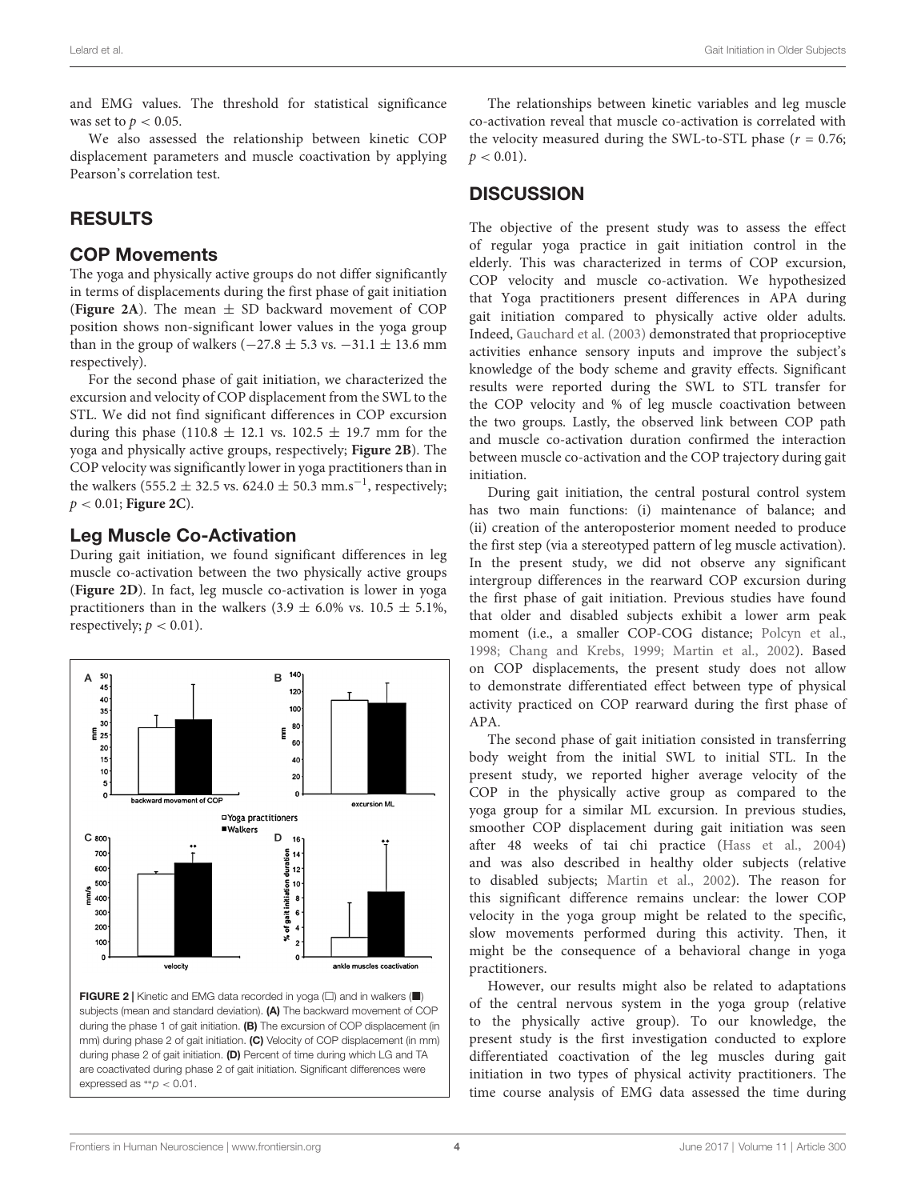and EMG values. The threshold for statistical significance was set to $p < 0.05$.

We also assessed the relationship between kinetic COP displacement parameters and muscle coactivation by applying Pearson's correlation test.

## RESULTS

### COP Movements

The yoga and physically active groups do not differ significantly in terms of displacements during the first phase of gait initiation (**Figure 2A**). The mean ± SD backward movement of COP position shows non-significant lower values in the yoga group than in the group of walkers (−27.8 ± 5.3 vs. −31.1 ± 13.6 mm respectively).

For the second phase of gait initiation, we characterized the excursion and velocity of COP displacement from the SWL to the STL. We did not find significant differences in COP excursion during this phase (110.8 ± 12.1 vs. 102.5 ± 19.7 mm for the yoga and physically active groups, respectively; **Figure 2B**). The COP velocity was significantly lower in yoga practitioners than in the walkers (555.2 ± 32.5 vs. 624.0 ± 50.3 mm.s$^{-1}$, respectively; $p < 0.01$; **Figure 2C**).

### Leg Muscle Co-Activation

During gait initiation, we found significant differences in leg muscle co-activation between the two physically active groups (**Figure 2D**). In fact, leg muscle co-activation is lower in yoga practitioners than in the walkers (3.9 ± 6.0% vs. 10.5 ± 5.1%, respectively; $p < 0.01$).

**FIGURE 2 |** Kinetic and EMG data recorded in yoga (□) and in walkers (■) subjects (mean and standard deviation). **(A)** The backward movement of COP during the phase 1 of gait initiation. **(B)** The excursion of COP displacement (in mm) during phase 2 of gait initiation. **(C)** Velocity of COP displacement (in mm) during phase 2 of gait initiation. **(D)** Percent of time during which LG and TA are coactivated during phase 2 of gait initiation. Significant differences were expressed as $^{**}p < 0.01$.

The relationships between kinetic variables and leg muscle co-activation reveal that muscle co-activation is correlated with the velocity measured during the SWL-to-STL phase ($r = 0.76$; $p < 0.01$).

## DISCUSSION

The objective of the present study was to assess the effect of regular yoga practice in gait initiation control in the elderly. This was characterized in terms of COP excursion, COP velocity and muscle co-activation. We hypothesized that Yoga practitioners present differences in APA during gait initiation compared to physically active older adults. Indeed, Gauchard et al. (2003) demonstrated that proprioceptive activities enhance sensory inputs and improve the subject's knowledge of the body scheme and gravity effects. Significant results were reported during the SWL to STL transfer for the COP velocity and % of leg muscle coactivation between the two groups. Lastly, the observed link between COP path and muscle co-activation duration confirmed the interaction between muscle co-activation and the COP trajectory during gait initiation.

During gait initiation, the central postural control system has two main functions: (i) maintenance of balance; and (ii) creation of the anteroposterior moment needed to produce the first step (via a stereotyped pattern of leg muscle activation). In the present study, we did not observe any significant intergroup differences in the rearward COP excursion during the first phase of gait initiation. Previous studies have found that older and disabled subjects exhibit a lower arm peak moment (i.e., a smaller COP-COG distance; Polcyn et al., 1998; Chang and Krebs, 1999; Martin et al., 2002). Based on COP displacements, the present study does not allow to demonstrate differentiated effect between type of physical activity practiced on COP rearward during the first phase of APA.

The second phase of gait initiation consisted in transferring body weight from the initial SWL to initial STL. In the present study, we reported higher average velocity of the COP in the physically active group as compared to the yoga group for a similar ML excursion. In previous studies, smoother COP displacement during gait initiation was seen after 48 weeks of tai chi practice (Hass et al., 2004) and was also described in healthy older subjects (relative to disabled subjects; Martin et al., 2002). The reason for this significant difference remains unclear: the lower COP velocity in the yoga group might be related to the specific, slow movements performed during this activity. Then, it might be the consequence of a behavioral change in yoga practitioners.

However, our results might also be related to adaptations of the central nervous system in the yoga group (relative to the physically active group). To our knowledge, the present study is the first investigation conducted to explore differentiated coactivation of the leg muscles during gait initiation in two types of physical activity practitioners. The time course analysis of EMG data assessed the time during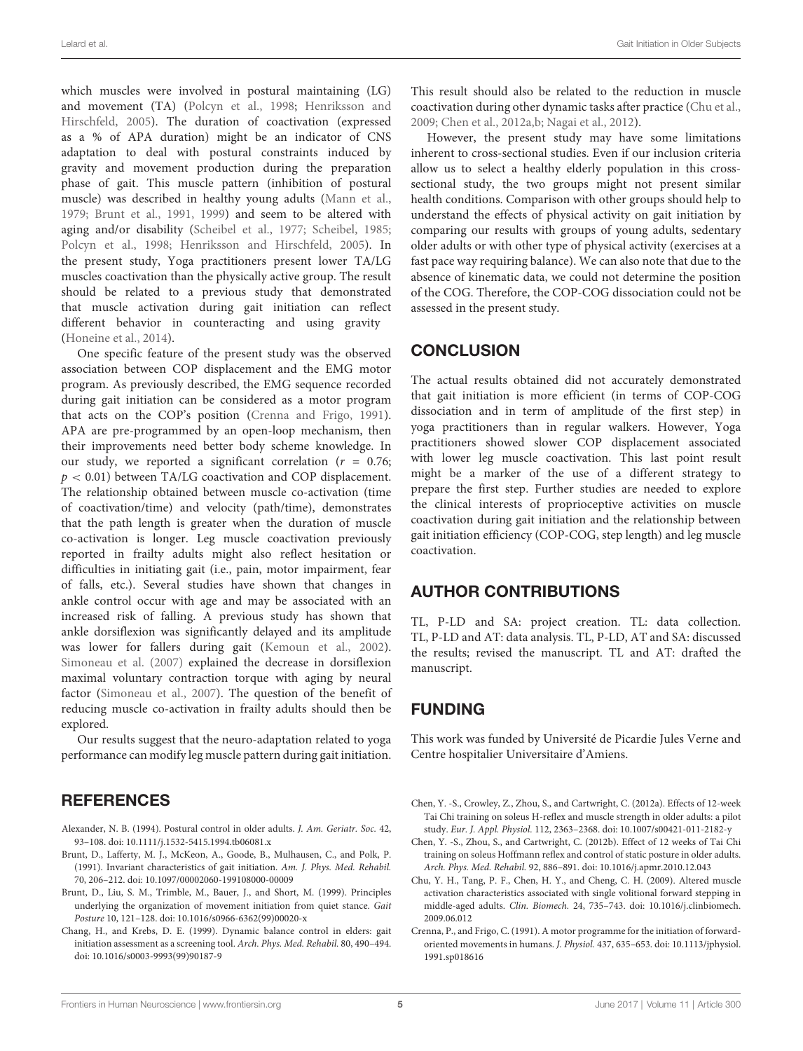which muscles were involved in postural maintaining (LG) and movement (TA) (Polcyn et al., 1998; Henriksson and Hirschfeld, 2005). The duration of coactivation (expressed as a % of APA duration) might be an indicator of CNS adaptation to deal with postural constraints induced by gravity and movement production during the preparation phase of gait. This muscle pattern (inhibition of postural muscle) was described in healthy young adults (Mann et al., 1979; Brunt et al., 1991, 1999) and seem to be altered with aging and/or disability (Scheibel et al., 1977; Scheibel, 1985; Polcyn et al., 1998; Henriksson and Hirschfeld, 2005). In the present study, Yoga practitioners present lower TA/LG muscles coactivation than the physically active group. The result should be related to a previous study that demonstrated that muscle activation during gait initiation can reflect different behavior in counteracting and using gravity (Honeine et al., 2014).

One specific feature of the present study was the observed association between COP displacement and the EMG motor program. As previously described, the EMG sequence recorded during gait initiation can be considered as a motor program that acts on the COP's position (Crenna and Frigo, 1991). APA are pre-programmed by an open-loop mechanism, then their improvements need better body scheme knowledge. In our study, we reported a significant correlation ($r = 0.76$; $p < 0.01$) between TA/LG coactivation and COP displacement. The relationship obtained between muscle co-activation (time of coactivation/time) and velocity (path/time), demonstrates that the path length is greater when the duration of muscle co-activation is longer. Leg muscle coactivation previously reported in frailty adults might also reflect hesitation or difficulties in initiating gait (i.e., pain, motor impairment, fear of falls, etc.). Several studies have shown that changes in ankle control occur with age and may be associated with an increased risk of falling. A previous study has shown that ankle dorsiflexion was significantly delayed and its amplitude was lower for fallers during gait (Kemoun et al., 2002). Simoneau et al. (2007) explained the decrease in dorsiflexion maximal voluntary contraction torque with aging by neural factor (Simoneau et al., 2007). The question of the benefit of reducing muscle co-activation in frailty adults should then be explored.

Our results suggest that the neuro-adaptation related to yoga performance can modify leg muscle pattern during gait initiation. This result should also be related to the reduction in muscle coactivation during other dynamic tasks after practice (Chu et al., 2009; Chen et al., 2012a,b; Nagai et al., 2012).

However, the present study may have some limitations inherent to cross-sectional studies. Even if our inclusion criteria allow us to select a healthy elderly population in this cross-sectional study, the two groups might not present similar health conditions. Comparison with other groups should help to understand the effects of physical activity on gait initiation by comparing our results with groups of young adults, sedentary older adults or with other type of physical activity (exercises at a fast pace way requiring balance). We can also note that due to the absence of kinematic data, we could not determine the position of the COG. Therefore, the COP-COG dissociation could not be assessed in the present study.

## CONCLUSION

The actual results obtained did not accurately demonstrated that gait initiation is more efficient (in terms of COP-COG dissociation and in term of amplitude of the first step) in yoga practitioners than in regular walkers. However, Yoga practitioners showed slower COP displacement associated with lower leg muscle coactivation. This last point result might be a marker of the use of a different strategy to prepare the first step. Further studies are needed to explore the clinical interests of proprioceptive activities on muscle coactivation during gait initiation and the relationship between gait initiation efficiency (COP-COG, step length) and leg muscle coactivation.

## AUTHOR CONTRIBUTIONS

TL, P-LD and SA: project creation. TL: data collection. TL, P-LD and AT: data analysis. TL, P-LD, AT and SA: discussed the results; revised the manuscript. TL and AT: drafted the manuscript.

## FUNDING

This work was funded by Université de Picardie Jules Verne and Centre hospitalier Universitaire d'Amiens.

## REFERENCES

Alexander, N. B. (1994). Postural control in older adults. *J. Am. Geriatr. Soc.* 42, 93–108. doi: 10.1111/j.1532-5415.1994.tb06081.x

Brunt, D., Lafferty, M. J., McKeon, A., Goode, B., Mulhausen, C., and Polk, P. (1991). Invariant characteristics of gait initiation. *Am. J. Phys. Med. Rehabil.* 70, 206–212. doi: 10.1097/00002060-199108000-00009

Brunt, D., Liu, S. M., Trimble, M., Bauer, J., and Short, M. (1999). Principles underlying the organization of movement initiation from quiet stance. *Gait Posture* 10, 121–128. doi: 10.1016/s0966-6362(99)00020-x

Chang, H., and Krebs, D. E. (1999). Dynamic balance control in elders: gait initiation assessment as a screening tool. *Arch. Phys. Med. Rehabil.* 80, 490–494. doi: 10.1016/s0003-9993(99)90187-9

Chen, Y. -S., Crowley, Z., Zhou, S., and Cartwright, C. (2012a). Effects of 12-week Tai Chi training on soleus H-reflex and muscle strength in older adults: a pilot study. *Eur. J. Appl. Physiol.* 112, 2363–2368. doi: 10.1007/s00421-011-2182-y

Chen, Y. -S., Zhou, S., and Cartwright, C. (2012b). Effect of 12 weeks of Tai Chi training on soleus Hoffmann reflex and control of static posture in older adults. *Arch. Phys. Med. Rehabil.* 92, 886–891. doi: 10.1016/j.apmr.2010.12.043

Chu, Y. H., Tang, P. F., Chen, H. Y., and Cheng, C. H. (2009). Altered muscle activation characteristics associated with single volitional forward stepping in middle-aged adults. *Clin. Biomech.* 24, 735–743. doi: 10.1016/j.clinbiomech.2009.06.012

Crenna, P., and Frigo, C. (1991). A motor programme for the initiation of forward-oriented movements in humans. *J. Physiol.* 437, 635–653. doi: 10.1113/jphysiol.1991.sp018616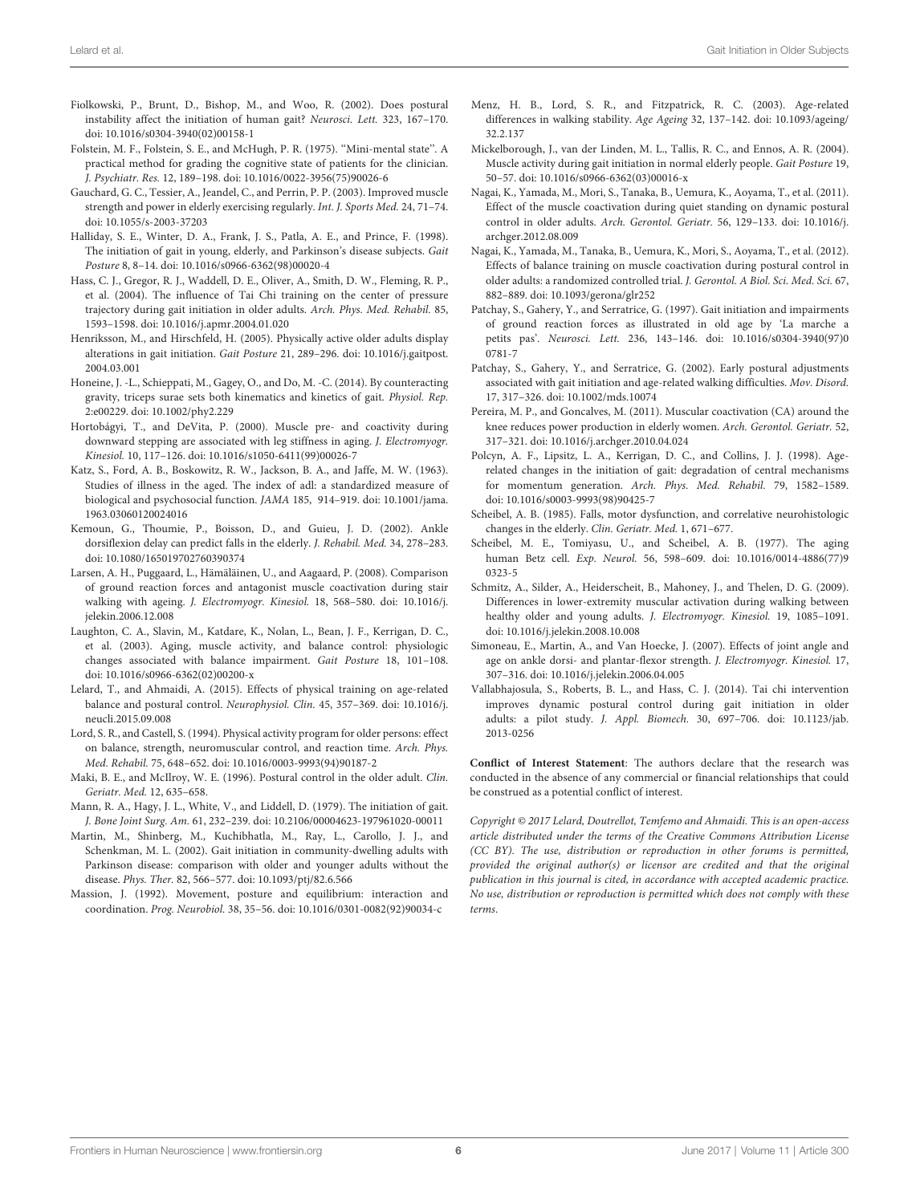Fiolkowski, P., Brunt, D., Bishop, M., and Woo, R. (2002). Does postural instability affect the initiation of human gait? *Neurosci. Lett.* 323, 167–170. doi: 10.1016/s0304-3940(02)00158-1

Folstein, M. F., Folstein, S. E., and McHugh, P. R. (1975). "Mini-mental state". A practical method for grading the cognitive state of patients for the clinician. *J. Psychiatr. Res.* 12, 189–198. doi: 10.1016/0022-3956(75)90026-6

Gauchard, G. C., Tessier, A., Jeandel, C., and Perrin, P. P. (2003). Improved muscle strength and power in elderly exercising regularly. *Int. J. Sports Med.* 24, 71–74. doi: 10.1055/s-2003-37203

Halliday, S. E., Winter, D. A., Frank, J. S., Patla, A. E., and Prince, F. (1998). The initiation of gait in young, elderly, and Parkinson's disease subjects. *Gait Posture* 8, 8–14. doi: 10.1016/s0966-6362(98)00020-4

Hass, C. J., Gregor, R. J., Waddell, D. E., Oliver, A., Smith, D. W., Fleming, R. P., et al. (2004). The influence of Tai Chi training on the center of pressure trajectory during gait initiation in older adults. *Arch. Phys. Med. Rehabil.* 85, 1593–1598. doi: 10.1016/j.apmr.2004.01.020

Henriksson, M., and Hirschfeld, H. (2005). Physically active older adults display alterations in gait initiation. *Gait Posture* 21, 289–296. doi: 10.1016/j.gaitpost.2004.03.001

Honeine, J. -L., Schieppati, M., Gagey, O., and Do, M. -C. (2014). By counteracting gravity, triceps surae sets both kinematics and kinetics of gait. *Physiol. Rep.* 2:e00229. doi: 10.1002/phy2.229

Hortobágyi, T., and DeVita, P. (2000). Muscle pre- and coactivity during downward stepping are associated with leg stiffness in aging. *J. Electromyogr. Kinesiol.* 10, 117–126. doi: 10.1016/s1050-6411(99)00026-7

Katz, S., Ford, A. B., Boskowitz, R. W., Jackson, B. A., and Jaffe, M. W. (1963). Studies of illness in the aged. The index of adl: a standardized measure of biological and psychosocial function. *JAMA* 185, 914–919. doi: 10.1001/jama.1963.03060120024016

Kemoun, G., Thoumie, P., Boisson, D., and Guieu, J. D. (2002). Ankle dorsiflexion delay can predict falls in the elderly. *J. Rehabil. Med.* 34, 278–283. doi: 10.1080/165019702760390374

Larsen, A. H., Puggaard, L., Hämäläinen, U., and Aagaard, P. (2008). Comparison of ground reaction forces and antagonist muscle coactivation during stair walking with ageing. *J. Electromyogr. Kinesiol.* 18, 568–580. doi: 10.1016/j.jelekin.2006.12.008

Laughton, C. A., Slavin, M., Katdare, K., Nolan, L., Bean, J. F., Kerrigan, D. C., et al. (2003). Aging, muscle activity, and balance control: physiologic changes associated with balance impairment. *Gait Posture* 18, 101–108. doi: 10.1016/s0966-6362(02)00200-x

Lelard, T., and Ahmaidi, A. (2015). Effects of physical training on age-related balance and postural control. *Neurophysiol. Clin.* 45, 357–369. doi: 10.1016/j.neucli.2015.09.008

Lord, S. R., and Castell, S. (1994). Physical activity program for older persons: effect on balance, strength, neuromuscular control, and reaction time. *Arch. Phys. Med. Rehabil.* 75, 648–652. doi: 10.1016/0003-9993(94)90187-2

Maki, B. E., and McIlroy, W. E. (1996). Postural control in the older adult. *Clin. Geriatr. Med.* 12, 635–658.

Mann, R. A., Hagy, J. L., White, V., and Liddell, D. (1979). The initiation of gait. *J. Bone Joint Surg. Am.* 61, 232–239. doi: 10.2106/00004623-197961020-00011

Martin, M., Shinberg, M., Kuchibhatla, M., Ray, L., Carollo, J. J., and Schenkman, M. L. (2002). Gait initiation in community-dwelling adults with Parkinson disease: comparison with older and younger adults without the disease. *Phys. Ther.* 82, 566–577. doi: 10.1093/ptj/82.6.566

Massion, J. (1992). Movement, posture and equilibrium: interaction and coordination. *Prog. Neurobiol.* 38, 35–56. doi: 10.1016/0301-0082(92)90034-c

Menz, H. B., Lord, S. R., and Fitzpatrick, R. C. (2003). Age-related differences in walking stability. *Age Ageing* 32, 137–142. doi: 10.1093/ageing/32.2.137

Mickelborough, J., van der Linden, M. L., Tallis, R. C., and Ennos, A. R. (2004). Muscle activity during gait initiation in normal elderly people. *Gait Posture* 19, 50–57. doi: 10.1016/s0966-6362(03)00016-x

Nagai, K., Yamada, M., Mori, S., Tanaka, B., Uemura, K., Aoyama, T., et al. (2011). Effect of the muscle coactivation during quiet standing on dynamic postural control in older adults. *Arch. Gerontol. Geriatr.* 56, 129–133. doi: 10.1016/j.archger.2012.08.009

Nagai, K., Yamada, M., Tanaka, B., Uemura, K., Mori, S., Aoyama, T., et al. (2012). Effects of balance training on muscle coactivation during postural control in older adults: a randomized controlled trial. *J. Gerontol. A Biol. Sci. Med. Sci.* 67, 882–889. doi: 10.1093/gerona/glr252

Patchay, S., Gahery, Y., and Serratrice, G. (1997). Gait initiation and impairments of ground reaction forces as illustrated in old age by 'La marche a petits pas'. *Neurosci. Lett.* 236, 143–146. doi: 10.1016/s0304-3940(97)00781-7

Patchay, S., Gahery, Y., and Serratrice, G. (2002). Early postural adjustments associated with gait initiation and age-related walking difficulties. *Mov. Disord.* 17, 317–326. doi: 10.1002/mds.10074

Pereira, M. P., and Goncalves, M. (2011). Muscular coactivation (CA) around the knee reduces power production in elderly women. *Arch. Gerontol. Geriatr.* 52, 317–321. doi: 10.1016/j.archger.2010.04.024

Polcyn, A. F., Lipsitz, L. A., Kerrigan, D. C., and Collins, J. J. (1998). Age-related changes in the initiation of gait: degradation of central mechanisms for momentum generation. *Arch. Phys. Med. Rehabil.* 79, 1582–1589. doi: 10.1016/s0003-9993(98)90425-7

Scheibel, A. B. (1985). Falls, motor dysfunction, and correlative neurohistologic changes in the elderly. *Clin. Geriatr. Med.* 1, 671–677.

Scheibel, M. E., Tomiyasu, U., and Scheibel, A. B. (1977). The aging human Betz cell. *Exp. Neurol.* 56, 598–609. doi: 10.1016/0014-4886(77)90323-5

Schmitz, A., Silder, A., Heiderscheit, B., Mahoney, J., and Thelen, D. G. (2009). Differences in lower-extremity muscular activation during walking between healthy older and young adults. *J. Electromyogr. Kinesiol.* 19, 1085–1091. doi: 10.1016/j.jelekin.2008.10.008

Simoneau, E., Martin, A., and Van Hoecke, J. (2007). Effects of joint angle and age on ankle dorsi- and plantar-flexor strength. *J. Electromyogr. Kinesiol.* 17, 307–316. doi: 10.1016/j.jelekin.2006.04.005

Vallabhajosula, S., Roberts, B. L., and Hass, C. J. (2014). Tai chi intervention improves dynamic postural control during gait initiation in older adults: a pilot study. *J. Appl. Biomech.* 30, 697–706. doi: 10.1123/jab.2013-0256

**Conflict of Interest Statement**: The authors declare that the research was conducted in the absence of any commercial or financial relationships that could be construed as a potential conflict of interest.

*Copyright © 2017 Lelard, Doutrellot, Temfemo and Ahmaidi. This is an open-access article distributed under the terms of the Creative Commons Attribution License (CC BY). The use, distribution or reproduction in other forums is permitted, provided the original author(s) or licensor are credited and that the original publication in this journal is cited, in accordance with accepted academic practice. No use, distribution or reproduction is permitted which does not comply with these terms.*